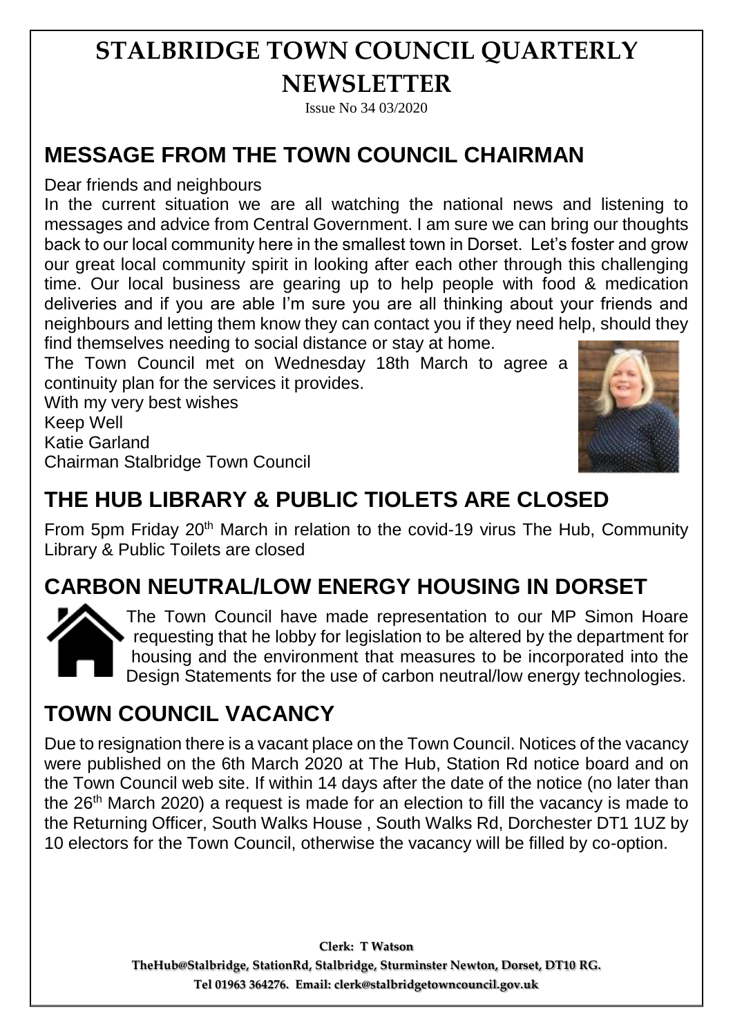# STALBRIDGE TOWN COUNCIL QUARTERLY NEWSLETTER

Issue No 34 03/2020

## MESSAGE FROM THE TOWN COUNCIL CHAIRMAN

Dear friends and neighbours

In the current situation we are all watching the national news and listening to messages and advice from Central Government. I am sure we can bring our thoughts back to our local community here in the smallest town in Dorset. Let's foster and grow our great local community spirit in looking after each other through this challenging time. Our local business are gearing up to help people with food & medication deliveries and if you are able I'm sure you are all thinking about your friends and neighbours and letting them know they can contact you if they need help, should they find themselves needing to social distance or stay at home.

The Town Council met on Wednesday 18th March to agree a continuity plan for the services it provides.

With my very best wishes

Keep Well

Katie Garland

Chairman Stalbridge Town Council

## THE HUB LIBRARY & PUBLIC TIOLETS ARE CLOSED

From 5pm Friday 20th March in relation to the covid-19 virus The Hub, Community Library & Public Toilets are closed

## CARBON NEUTRAL/LOW ENERGY HOUSING IN DORSET

The Town Council have made representation to our MP Simon Hoare requesting that he lobby for legislation to be altered by the department for housing and the environment that measures to be incorporated into the Design Statements for the use of carbon neutral/low energy technologies.

## TOWN COUNCIL VACANCY

Due to resignation there is a vacant place on the Town Council. Notices of the vacancy were published on the 6th March 2020 at The Hub, Station Rd notice board and on the Town Council web site. If within 14 days after the date of the notice (no later than the 26th March 2020) a request is made for an election to fill the vacancy is made to the Returning Officer, South Walks House , South Walks Rd, Dorchester DT1 1UZ by 10 electors for the Town Council, otherwise the vacancy will be filled by co-option.

**Clerk: T Watson**

**TheHub@Stalbridge, StationRd, Stalbridge, Sturminster Newton, Dorset, DT10 RG.**

**Tel 01963 364276. Email: clerk@stalbridgetowncouncil.gov.uk**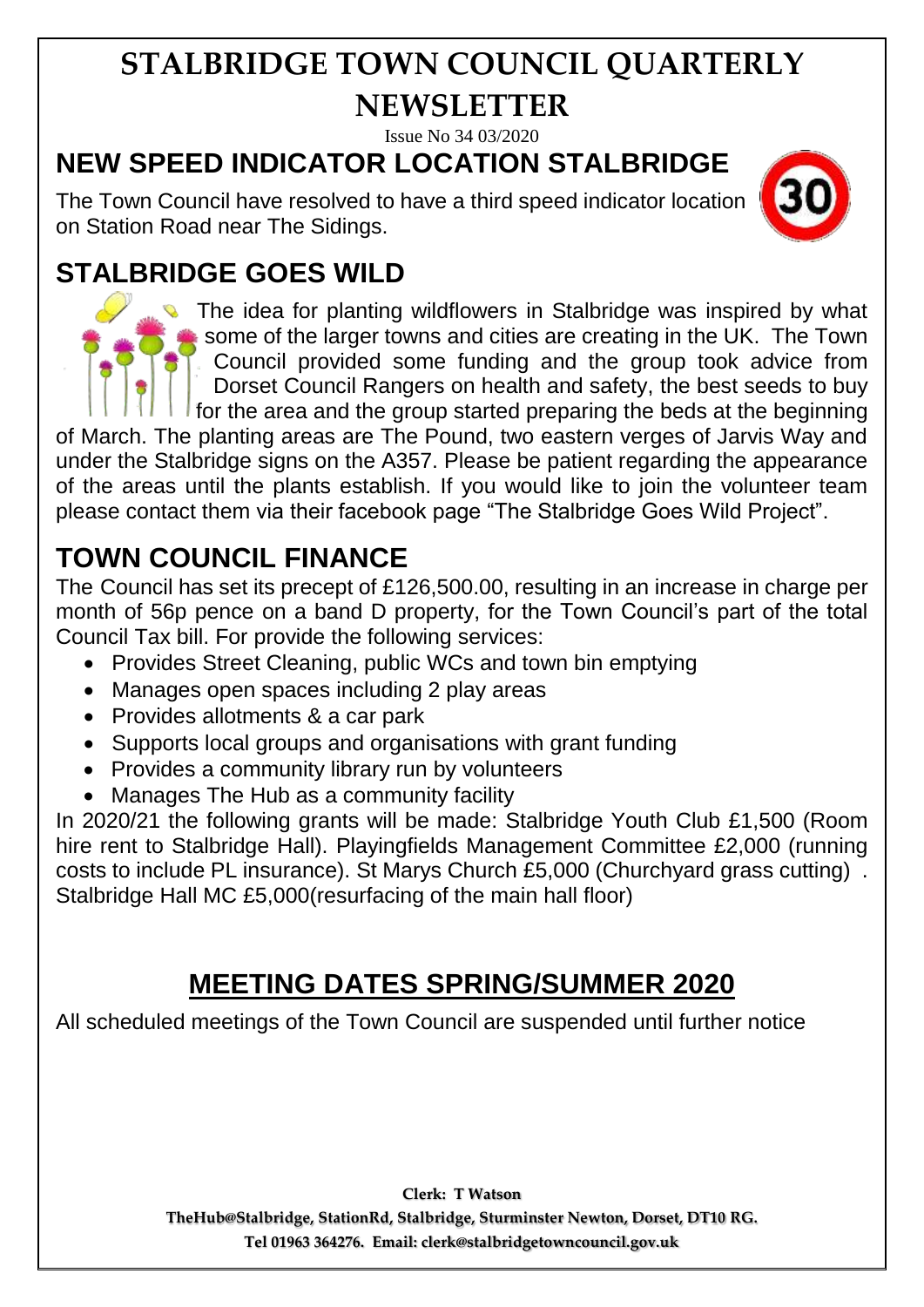# STALBRIDGE TOWN COUNCIL QUARTERLY NEWSLETTER

Issue No 34 03/2020

## NEW SPEED INDICATOR LOCATION STALBRIDGE

The Town Council have resolved to have a third speed indicator location on Station Road near The Sidings.

## STALBRIDGE GOES WILD

The idea for planting wildflowers in Stalbridge was inspired by what some of the larger towns and cities are creating in the UK. The Town Council provided some funding and the group took advice from Dorset Council Rangers on health and safety, the best seeds to buy for the area and the group started preparing the beds at the beginning of March. The planting areas are The Pound, two eastern verges of Jarvis Way and under the Stalbridge signs on the A357. Please be patient regarding the appearance of the areas until the plants establish. If you would like to join the volunteer team please contact them via their facebook page "The Stalbridge Goes Wild Project".

## TOWN COUNCIL FINANCE

The Council has set its precept of £126,500.00, resulting in an increase in charge per month of 56p pence on a band D property, for the Town Council's part of the total Council Tax bill. For provide the following services:

- Provides Street Cleaning, public WCs and town bin emptying
- Manages open spaces including 2 play areas
- Provides allotments & a car park
- Supports local groups and organisations with grant funding
- Provides a community library run by volunteers
- Manages The Hub as a community facility

In 2020/21 the following grants will be made: Stalbridge Youth Club £1,500 (Room hire rent to Stalbridge Hall). Playingfields Management Committee £2,000 (running costs to include PL insurance). St Marys Church £5,000 (Churchyard grass cutting) . Stalbridge Hall MC £5,000(resurfacing of the main hall floor)

## MEETING DATES SPRING/SUMMER 2020

All scheduled meetings of the Town Council are suspended until further notice

**Clerk: T Watson**

**TheHub@Stalbridge, StationRd, Stalbridge, Sturminster Newton, Dorset, DT10 RG.**

**Tel 01963 364276. Email: clerk@stalbridgetowncouncil.gov.uk**